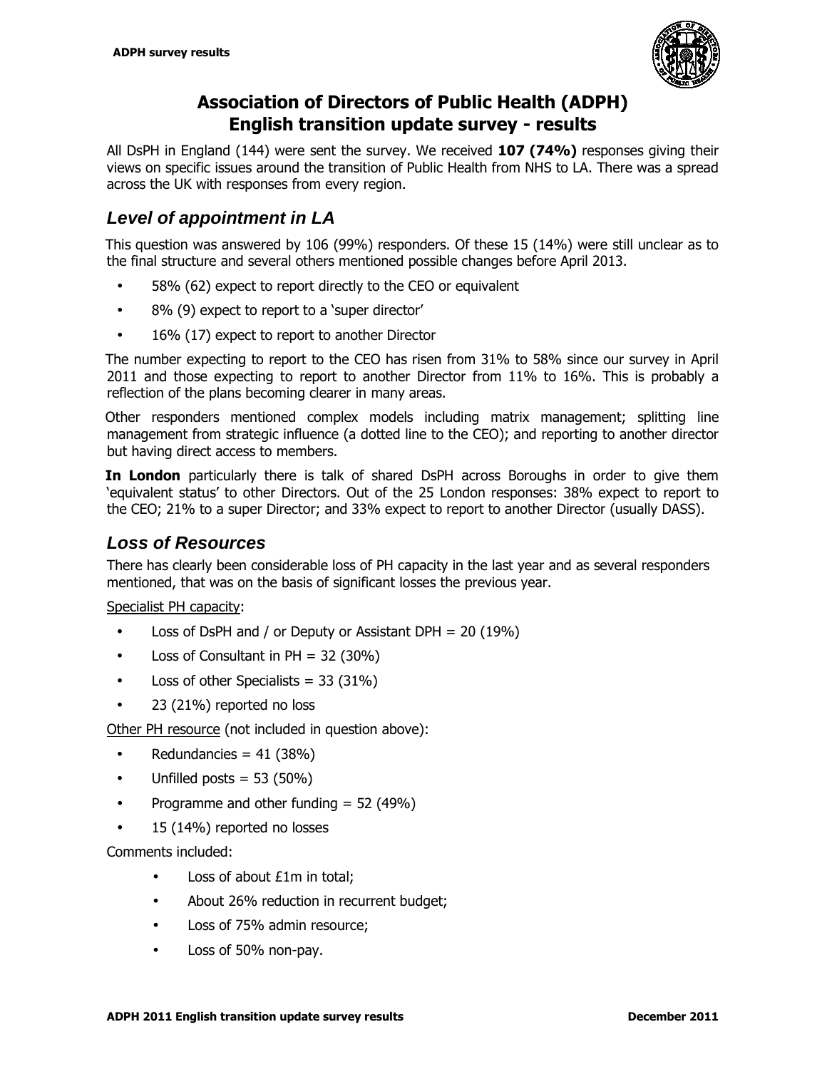# Association of Directors of Public Health (ADPH)
# English transition update survey - results

All DsPH in England (144) were sent the survey. We received **107 (74%)** responses giving their views on specific issues around the transition of Public Health from NHS to LA. There was a spread across the UK with responses from every region.

## *Level of appointment in LA*

This question was answered by 106 (99%) responders. Of these 15 (14%) were still unclear as to the final structure and several others mentioned possible changes before April 2013.

- 58% (62) expect to report directly to the CEO or equivalent
- 8% (9) expect to report to a 'super director'
- 16% (17) expect to report to another Director

The number expecting to report to the CEO has risen from 31% to 58% since our survey in April 2011 and those expecting to report to another Director from 11% to 16%. This is probably a reflection of the plans becoming clearer in many areas.

Other responders mentioned complex models including matrix management; splitting line management from strategic influence (a dotted line to the CEO); and reporting to another director but having direct access to members.

**In London** particularly there is talk of shared DsPH across Boroughs in order to give them 'equivalent status' to other Directors. Out of the 25 London responses: 38% expect to report to the CEO; 21% to a super Director; and 33% expect to report to another Director (usually DASS).

## *Loss of Resources*

There has clearly been considerable loss of PH capacity in the last year and as several responders mentioned, that was on the basis of significant losses the previous year.

Specialist PH capacity:

- Loss of DsPH and / or Deputy or Assistant DPH = 20 (19%)
- Loss of Consultant in PH = 32 (30%)
- Loss of other Specialists = 33 (31%)
- 23 (21%) reported no loss

Other PH resource (not included in question above):

- Redundancies = 41 (38%)
- Unfilled posts = 53 (50%)
- Programme and other funding = 52 (49%)
- 15 (14%) reported no losses

Comments included:

- Loss of about £1m in total;
- About 26% reduction in recurrent budget;
- Loss of 75% admin resource;
- Loss of 50% non-pay.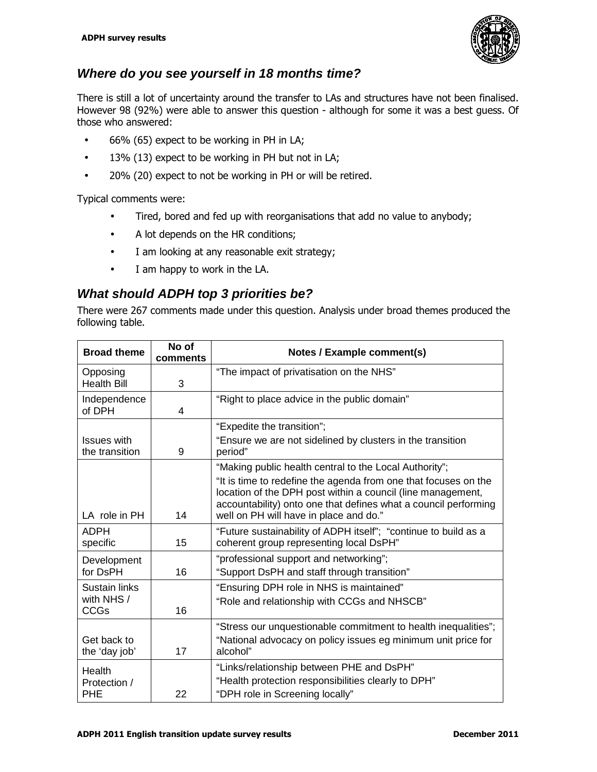## *Where do you see yourself in 18 months time?*

There is still a lot of uncertainty around the transfer to LAs and structures have not been finalised. However 98 (92%) were able to answer this question - although for some it was a best guess. Of those who answered:

- 66% (65) expect to be working in PH in LA;
- 13% (13) expect to be working in PH but not in LA;
- 20% (20) expect to not be working in PH or will be retired.

Typical comments were:

- Tired, bored and fed up with reorganisations that add no value to anybody;
- A lot depends on the HR conditions;
- I am looking at any reasonable exit strategy;
- I am happy to work in the LA.

## *What should ADPH top 3 priorities be?*

There were 267 comments made under this question. Analysis under broad themes produced the following table.

| Broad theme | No of comments | Notes / Example comment(s) |
|---|---|---|
| Opposing Health Bill | 3 | "The impact of privatisation on the NHS" |
| Independence of DPH | 4 | "Right to place advice in the public domain" |
| Issues with the transition | 9 | "Expedite the transition"; "Ensure we are not sidelined by clusters in the transition period" |
| LA role in PH | 14 | "Making public health central to the Local Authority"; "It is time to redefine the agenda from one that focuses on the location of the DPH post within a council (line management, accountability) onto one that defines what a council performing well on PH will have in place and do." |
| ADPH specific | 15 | "Future sustainability of ADPH itself"; "continue to build as a coherent group representing local DsPH" |
| Development for DsPH | 16 | "professional support and networking"; "Support DsPH and staff through transition" |
| Sustain links with NHS / CCGs | 16 | "Ensuring DPH role in NHS is maintained" "Role and relationship with CCGs and NHSCB" |
| Get back to the 'day job' | 17 | "Stress our unquestionable commitment to health inequalities"; "National advocacy on policy issues eg minimum unit price for alcohol" |
| Health Protection / PHE | 22 | "Links/relationship between PHE and DsPH" "Health protection responsibilities clearly to DPH" "DPH role in Screening locally" |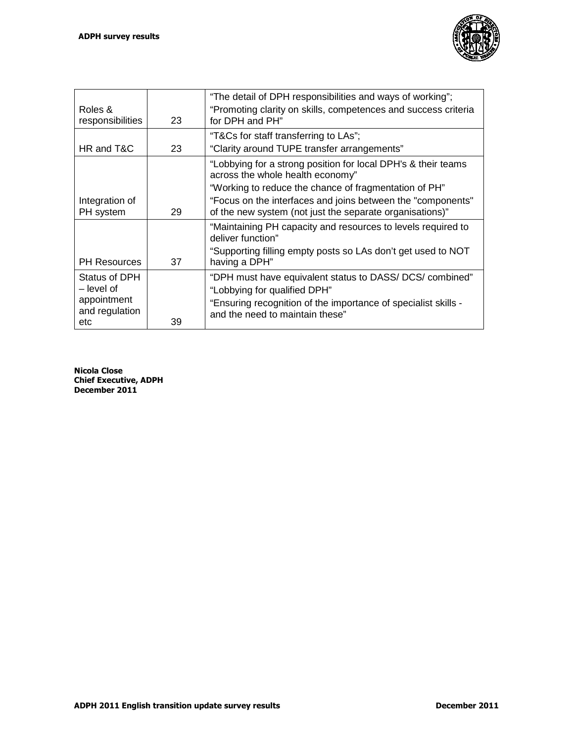| | | |
|---|---|---|
| Roles & responsibilities | 23 | "The detail of DPH responsibilities and ways of working"; "Promoting clarity on skills, competences and success criteria for DPH and PH" |
| HR and T&C | 23 | "T&Cs for staff transferring to LAs"; "Clarity around TUPE transfer arrangements" |
| Integration of PH system | 29 | "Lobbying for a strong position for local DPH's & their teams across the whole health economy" "Working to reduce the chance of fragmentation of PH" "Focus on the interfaces and joins between the "components" of the new system (not just the separate organisations)" |
| PH Resources | 37 | "Maintaining PH capacity and resources to levels required to deliver function" "Supporting filling empty posts so LAs don't get used to NOT having a DPH" |
| Status of DPH – level of appointment and regulation etc | 39 | "DPH must have equivalent status to DASS/ DCS/ combined" "Lobbying for qualified DPH" "Ensuring recognition of the importance of specialist skills - and the need to maintain these" |

**Nicola Close**
**Chief Executive, ADPH**
**December 2011**